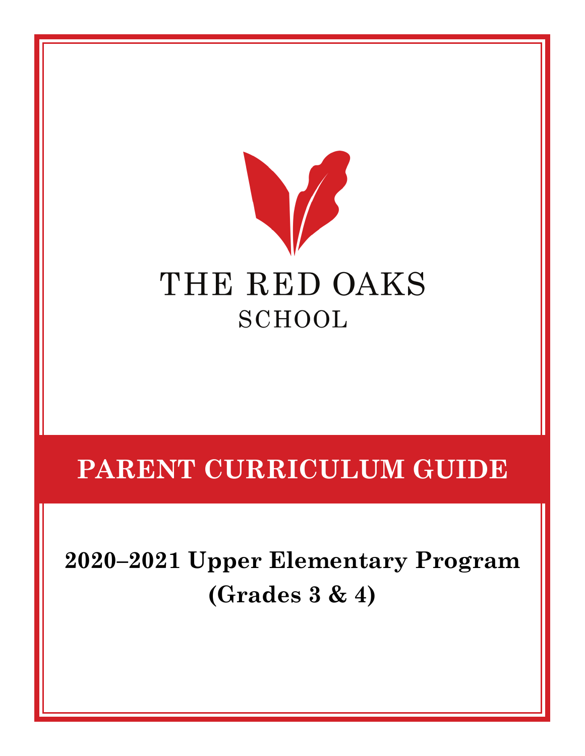THE RED OAKS

SCHOOL

# PARENT CURRICULUM GUIDE

## 2020–2021 Upper Elementary Program (Grades 3 & 4)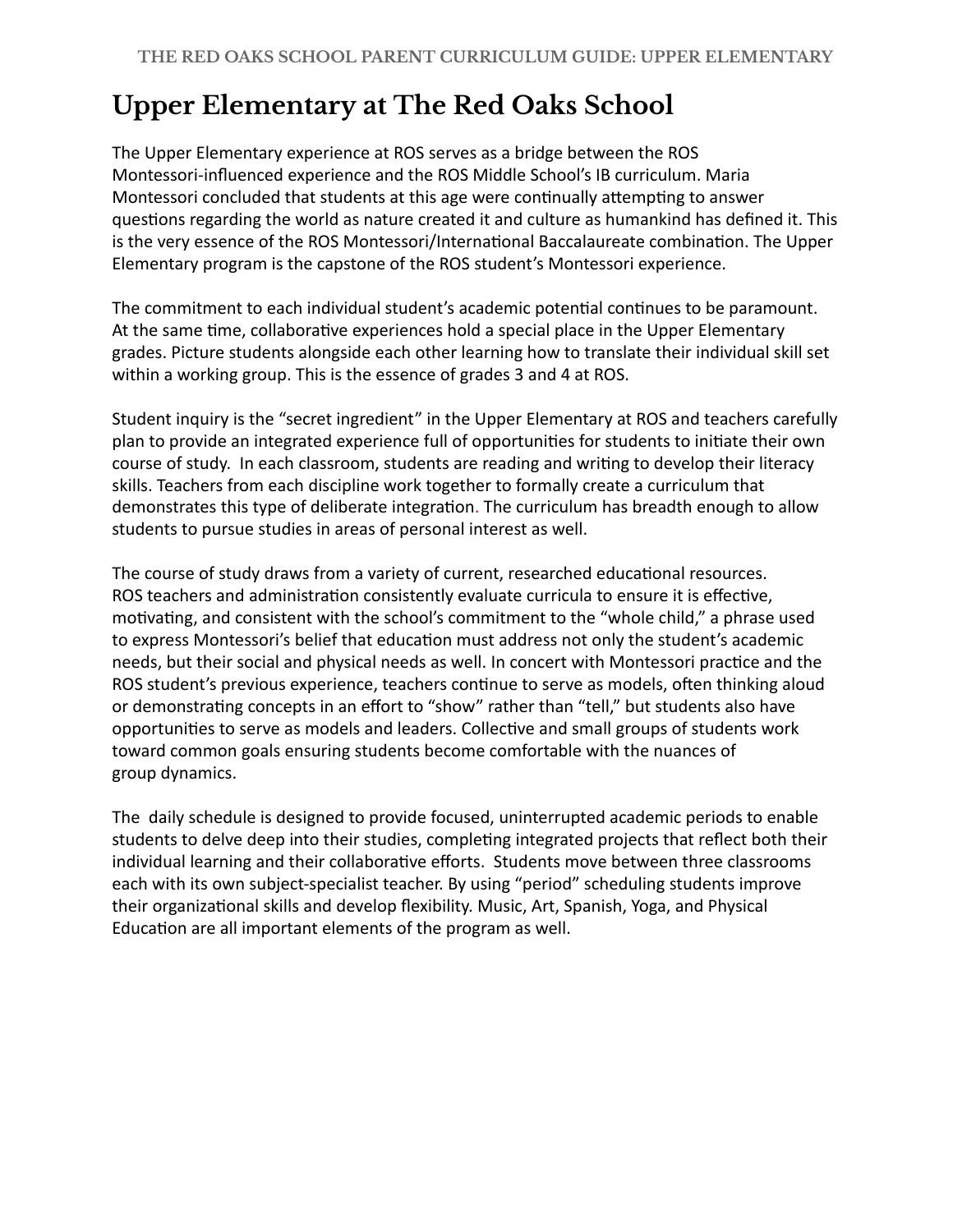# Upper Elementary at The Red Oaks School

The Upper Elementary experience at ROS serves as a bridge between the ROS Montessori-influenced experience and the ROS Middle School's IB curriculum. Maria Montessori concluded that students at this age were continually attempting to answer questions regarding the world as nature created it and culture as humankind has defined it. This is the very essence of the ROS Montessori/International Baccalaureate combination. The Upper Elementary program is the capstone of the ROS student's Montessori experience.

The commitment to each individual student's academic potential continues to be paramount. At the same time, collaborative experiences hold a special place in the Upper Elementary grades. Picture students alongside each other learning how to translate their individual skill set within a working group. This is the essence of grades 3 and 4 at ROS.

Student inquiry is the "secret ingredient" in the Upper Elementary at ROS and teachers carefully plan to provide an integrated experience full of opportunities for students to initiate their own course of study. In each classroom, students are reading and writing to develop their literacy skills. Teachers from each discipline work together to formally create a curriculum that demonstrates this type of deliberate integration. The curriculum has breadth enough to allow students to pursue studies in areas of personal interest as well.

The course of study draws from a variety of current, researched educational resources. ROS teachers and administration consistently evaluate curricula to ensure it is effective, motivating, and consistent with the school's commitment to the "whole child," a phrase used to express Montessori's belief that education must address not only the student's academic needs, but their social and physical needs as well. In concert with Montessori practice and the ROS student's previous experience, teachers continue to serve as models, often thinking aloud or demonstrating concepts in an effort to "show" rather than "tell," but students also have opportunities to serve as models and leaders. Collective and small groups of students work toward common goals ensuring students become comfortable with the nuances of group dynamics.

The daily schedule is designed to provide focused, uninterrupted academic periods to enable students to delve deep into their studies, completing integrated projects that reflect both their individual learning and their collaborative efforts. Students move between three classrooms each with its own subject-specialist teacher. By using "period" scheduling students improve their organizational skills and develop flexibility. Music, Art, Spanish, Yoga, and Physical Education are all important elements of the program as well.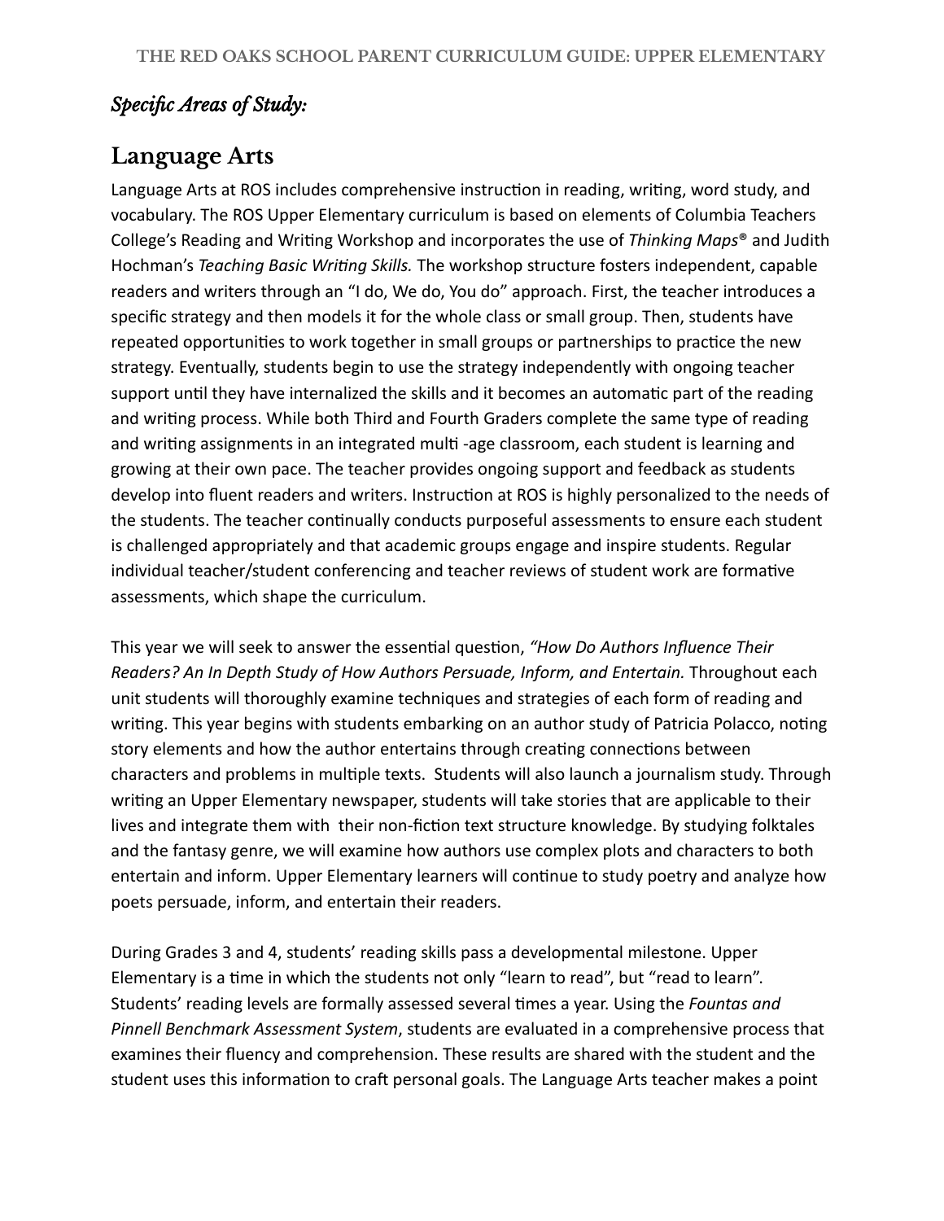*Specific Areas of Study:*

## Language Arts

Language Arts at ROS includes comprehensive instruction in reading, writing, word study, and vocabulary. The ROS Upper Elementary curriculum is based on elements of Columbia Teachers College's Reading and Writing Workshop and incorporates the use of *Thinking Maps*® and Judith Hochman's *Teaching Basic Writing Skills.* The workshop structure fosters independent, capable readers and writers through an "I do, We do, You do" approach. First, the teacher introduces a specific strategy and then models it for the whole class or small group. Then, students have repeated opportunities to work together in small groups or partnerships to practice the new strategy. Eventually, students begin to use the strategy independently with ongoing teacher support until they have internalized the skills and it becomes an automatic part of the reading and writing process. While both Third and Fourth Graders complete the same type of reading and writing assignments in an integrated multi -age classroom, each student is learning and growing at their own pace. The teacher provides ongoing support and feedback as students develop into fluent readers and writers. Instruction at ROS is highly personalized to the needs of the students. The teacher continually conducts purposeful assessments to ensure each student is challenged appropriately and that academic groups engage and inspire students. Regular individual teacher/student conferencing and teacher reviews of student work are formative assessments, which shape the curriculum.

This year we will seek to answer the essential question, *"How Do Authors Influence Their Readers? An In Depth Study of How Authors Persuade, Inform, and Entertain.* Throughout each unit students will thoroughly examine techniques and strategies of each form of reading and writing. This year begins with students embarking on an author study of Patricia Polacco, noting story elements and how the author entertains through creating connections between characters and problems in multiple texts. Students will also launch a journalism study. Through writing an Upper Elementary newspaper, students will take stories that are applicable to their lives and integrate them with their non-fiction text structure knowledge. By studying folktales and the fantasy genre, we will examine how authors use complex plots and characters to both entertain and inform. Upper Elementary learners will continue to study poetry and analyze how poets persuade, inform, and entertain their readers.

During Grades 3 and 4, students' reading skills pass a developmental milestone. Upper Elementary is a time in which the students not only "learn to read", but "read to learn". Students' reading levels are formally assessed several times a year. Using the *Fountas and Pinnell Benchmark Assessment System*, students are evaluated in a comprehensive process that examines their fluency and comprehension. These results are shared with the student and the student uses this information to craft personal goals. The Language Arts teacher makes a point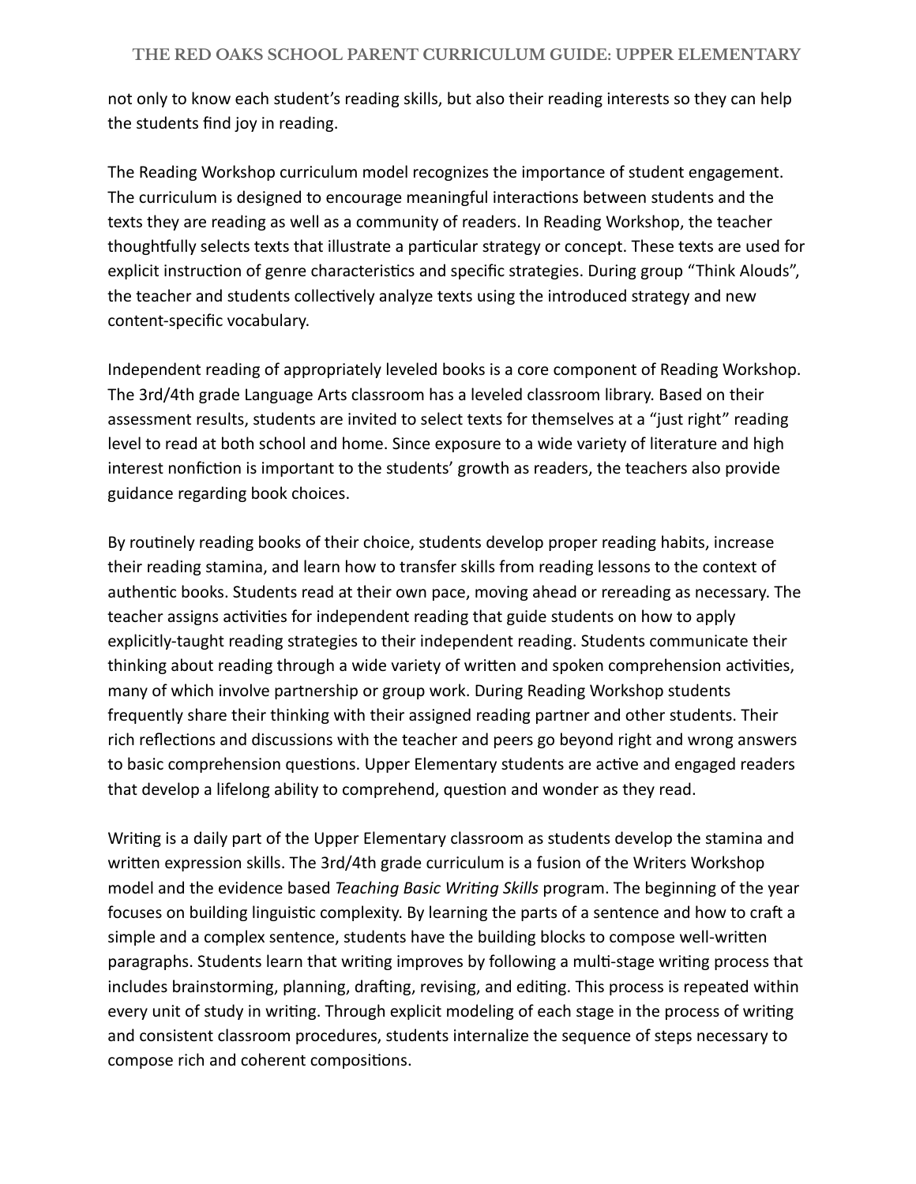not only to know each student's reading skills, but also their reading interests so they can help the students find joy in reading.

The Reading Workshop curriculum model recognizes the importance of student engagement. The curriculum is designed to encourage meaningful interactions between students and the texts they are reading as well as a community of readers. In Reading Workshop, the teacher thoughtfully selects texts that illustrate a particular strategy or concept. These texts are used for explicit instruction of genre characteristics and specific strategies. During group "Think Alouds", the teacher and students collectively analyze texts using the introduced strategy and new content-specific vocabulary.

Independent reading of appropriately leveled books is a core component of Reading Workshop. The 3rd/4th grade Language Arts classroom has a leveled classroom library. Based on their assessment results, students are invited to select texts for themselves at a "just right" reading level to read at both school and home. Since exposure to a wide variety of literature and high interest nonfiction is important to the students' growth as readers, the teachers also provide guidance regarding book choices.

By routinely reading books of their choice, students develop proper reading habits, increase their reading stamina, and learn how to transfer skills from reading lessons to the context of authentic books. Students read at their own pace, moving ahead or rereading as necessary. The teacher assigns activities for independent reading that guide students on how to apply explicitly-taught reading strategies to their independent reading. Students communicate their thinking about reading through a wide variety of written and spoken comprehension activities, many of which involve partnership or group work. During Reading Workshop students frequently share their thinking with their assigned reading partner and other students. Their rich reflections and discussions with the teacher and peers go beyond right and wrong answers to basic comprehension questions. Upper Elementary students are active and engaged readers that develop a lifelong ability to comprehend, question and wonder as they read.

Writing is a daily part of the Upper Elementary classroom as students develop the stamina and written expression skills. The 3rd/4th grade curriculum is a fusion of the Writers Workshop model and the evidence based *Teaching Basic Writing Skills* program. The beginning of the year focuses on building linguistic complexity. By learning the parts of a sentence and how to craft a simple and a complex sentence, students have the building blocks to compose well-written paragraphs. Students learn that writing improves by following a multi-stage writing process that includes brainstorming, planning, drafting, revising, and editing. This process is repeated within every unit of study in writing. Through explicit modeling of each stage in the process of writing and consistent classroom procedures, students internalize the sequence of steps necessary to compose rich and coherent compositions.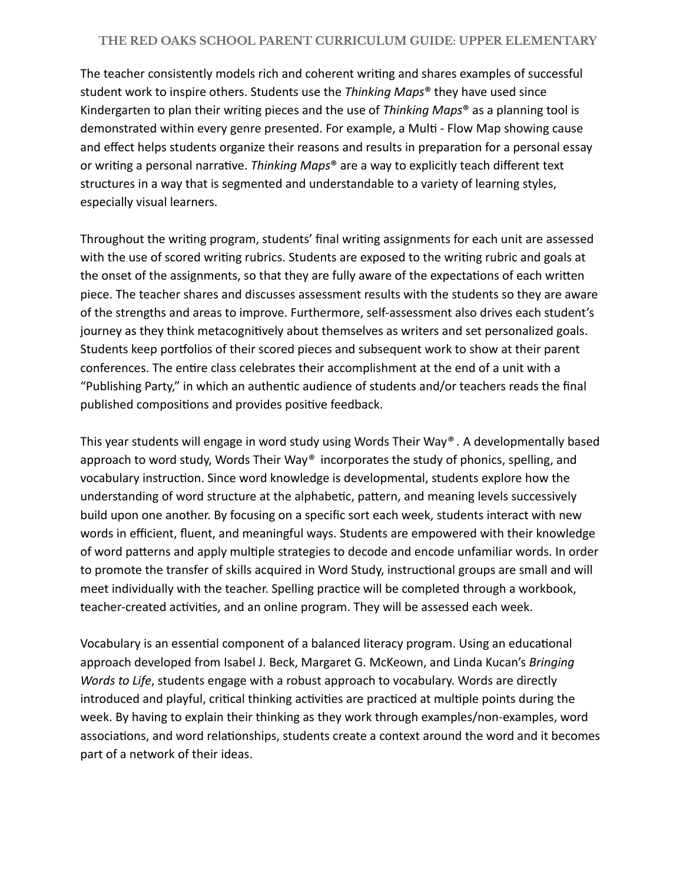The teacher consistently models rich and coherent writing and shares examples of successful student work to inspire others. Students use the *Thinking Maps®* they have used since Kindergarten to plan their writing pieces and the use of *Thinking Maps®* as a planning tool is demonstrated within every genre presented. For example, a Multi - Flow Map showing cause and effect helps students organize their reasons and results in preparation for a personal essay or writing a personal narrative. *Thinking Maps®* are a way to explicitly teach different text structures in a way that is segmented and understandable to a variety of learning styles, especially visual learners.

Throughout the writing program, students' final writing assignments for each unit are assessed with the use of scored writing rubrics. Students are exposed to the writing rubric and goals at the onset of the assignments, so that they are fully aware of the expectations of each written piece. The teacher shares and discusses assessment results with the students so they are aware of the strengths and areas to improve. Furthermore, self-assessment also drives each student's journey as they think metacognitively about themselves as writers and set personalized goals. Students keep portfolios of their scored pieces and subsequent work to show at their parent conferences. The entire class celebrates their accomplishment at the end of a unit with a "Publishing Party," in which an authentic audience of students and/or teachers reads the final published compositions and provides positive feedback.

This year students will engage in word study using Words Their Way®. A developmentally based approach to word study, Words Their Way® incorporates the study of phonics, spelling, and vocabulary instruction. Since word knowledge is developmental, students explore how the understanding of word structure at the alphabetic, pattern, and meaning levels successively build upon one another. By focusing on a specific sort each week, students interact with new words in efficient, fluent, and meaningful ways. Students are empowered with their knowledge of word patterns and apply multiple strategies to decode and encode unfamiliar words. In order to promote the transfer of skills acquired in Word Study, instructional groups are small and will meet individually with the teacher. Spelling practice will be completed through a workbook, teacher-created activities, and an online program. They will be assessed each week.

Vocabulary is an essential component of a balanced literacy program. Using an educational approach developed from Isabel J. Beck, Margaret G. McKeown, and Linda Kucan's *Bringing Words to Life*, students engage with a robust approach to vocabulary. Words are directly introduced and playful, critical thinking activities are practiced at multiple points during the week. By having to explain their thinking as they work through examples/non-examples, word associations, and word relationships, students create a context around the word and it becomes part of a network of their ideas.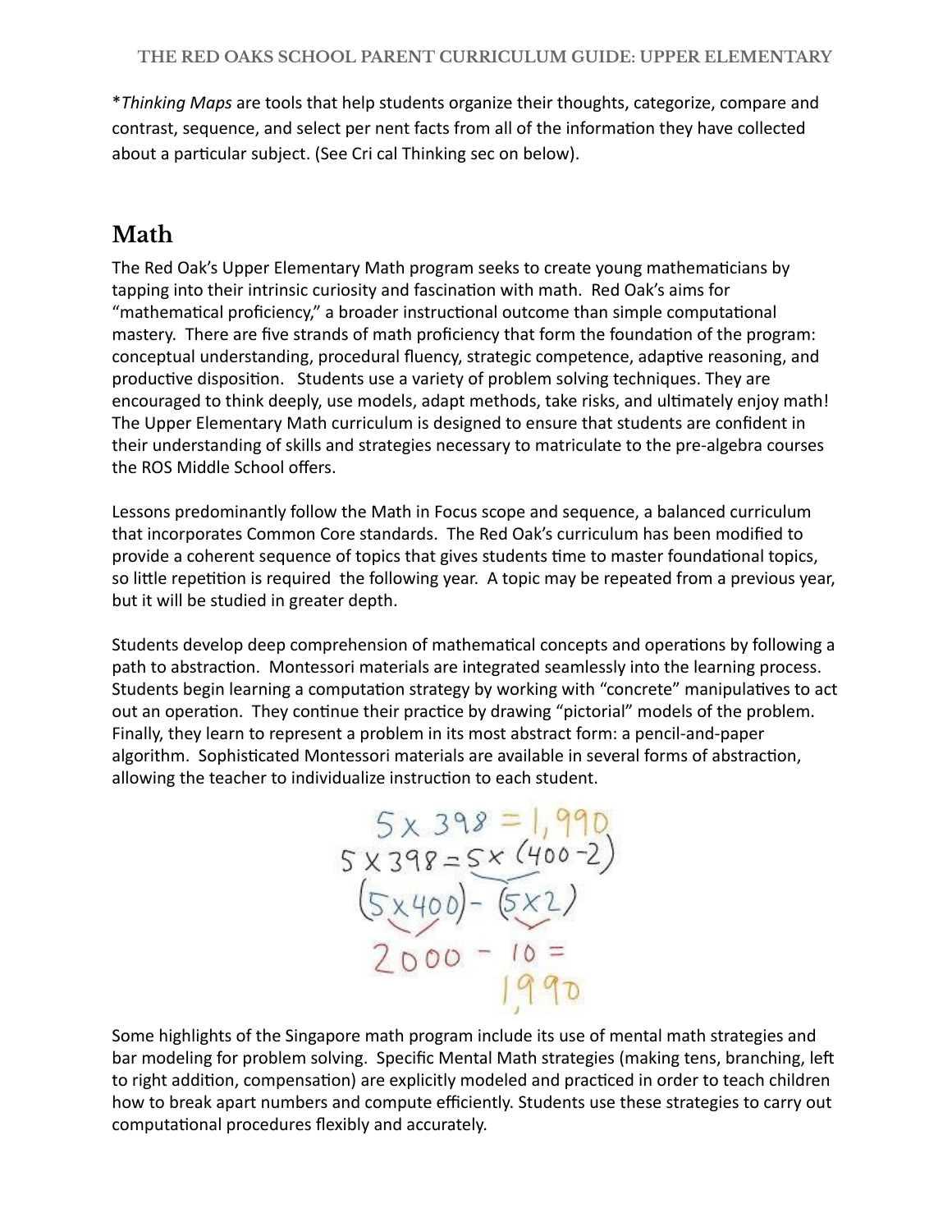*Thinking Maps are tools that help students organize their thoughts, categorize, compare and contrast, sequence, and select per nent facts from all of the information they have collected about a particular subject. (See Cri cal Thinking sec on below).

## Math

The Red Oak's Upper Elementary Math program seeks to create young mathematicians by tapping into their intrinsic curiosity and fascination with math. Red Oak's aims for "mathematical proficiency," a broader instructional outcome than simple computational mastery. There are five strands of math proficiency that form the foundation of the program: conceptual understanding, procedural fluency, strategic competence, adaptive reasoning, and productive disposition. Students use a variety of problem solving techniques. They are encouraged to think deeply, use models, adapt methods, take risks, and ultimately enjoy math! The Upper Elementary Math curriculum is designed to ensure that students are confident in their understanding of skills and strategies necessary to matriculate to the pre-algebra courses the ROS Middle School offers.

Lessons predominantly follow the Math in Focus scope and sequence, a balanced curriculum that incorporates Common Core standards. The Red Oak's curriculum has been modified to provide a coherent sequence of topics that gives students time to master foundational topics, so little repetition is required the following year. A topic may be repeated from a previous year, but it will be studied in greater depth.

Students develop deep comprehension of mathematical concepts and operations by following a path to abstraction. Montessori materials are integrated seamlessly into the learning process. Students begin learning a computation strategy by working with "concrete" manipulatives to act out an operation. They continue their practice by drawing "pictorial" models of the problem. Finally, they learn to represent a problem in its most abstract form: a pencil-and-paper algorithm. Sophisticated Montessori materials are available in several forms of abstraction, allowing the teacher to individualize instruction to each student.

$$5 \times 398 = 1{,}990$$
$$5 \times 398 = 5 \times (400 - 2)$$
$$(5 \times 400) - (5 \times 2)$$
$$2000 - 10 =$$
$$1{,}990$$

Some highlights of the Singapore math program include its use of mental math strategies and bar modeling for problem solving. Specific Mental Math strategies (making tens, branching, left to right addition, compensation) are explicitly modeled and practiced in order to teach children how to break apart numbers and compute efficiently. Students use these strategies to carry out computational procedures flexibly and accurately.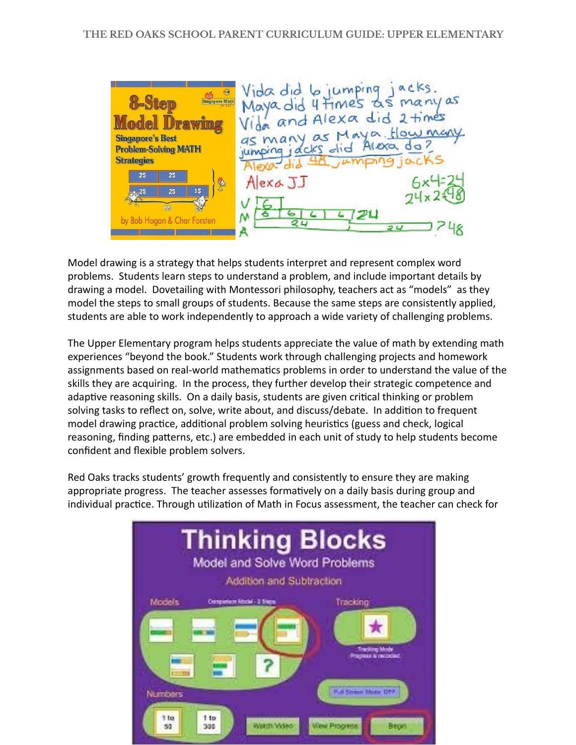Model drawing is a strategy that helps students interpret and represent complex word problems. Students learn steps to understand a problem, and include important details by drawing a model. Dovetailing with Montessori philosophy, teachers act as "models" as they model the steps to small groups of students. Because the same steps are consistently applied, students are able to work independently to approach a wide variety of challenging problems.

The Upper Elementary program helps students appreciate the value of math by extending math experiences "beyond the book." Students work through challenging projects and homework assignments based on real-world mathematics problems in order to understand the value of the skills they are acquiring. In the process, they further develop their strategic competence and adaptive reasoning skills. On a daily basis, students are given critical thinking or problem solving tasks to reflect on, solve, write about, and discuss/debate. In addition to frequent model drawing practice, additional problem solving heuristics (guess and check, logical reasoning, finding patterns, etc.) are embedded in each unit of study to help students become confident and flexible problem solvers.

Red Oaks tracks students' growth frequently and consistently to ensure they are making appropriate progress. The teacher assesses formatively on a daily basis during group and individual practice. Through utilization of Math in Focus assessment, the teacher can check for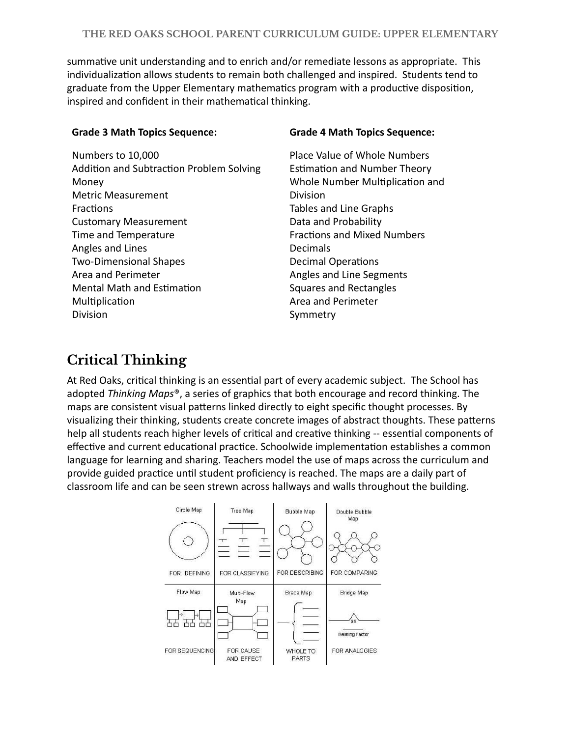summative unit understanding and to enrich and/or remediate lessons as appropriate. This individualization allows students to remain both challenged and inspired. Students tend to graduate from the Upper Elementary mathematics program with a productive disposition, inspired and confident in their mathematical thinking.

**Grade 3 Math Topics Sequence:**

Numbers to 10,000
Addition and Subtraction Problem Solving
Money
Metric Measurement
Fractions
Customary Measurement
Time and Temperature
Angles and Lines
Two-Dimensional Shapes
Area and Perimeter
Mental Math and Estimation
Multiplication
Division

**Grade 4 Math Topics Sequence:**

Place Value of Whole Numbers
Estimation and Number Theory
Whole Number Multiplication and Division
Tables and Line Graphs
Data and Probability
Fractions and Mixed Numbers
Decimals
Decimal Operations
Angles and Line Segments
Squares and Rectangles
Area and Perimeter
Symmetry

# Critical Thinking

At Red Oaks, critical thinking is an essential part of every academic subject. The School has adopted *Thinking Maps®*, a series of graphics that both encourage and record thinking. The maps are consistent visual patterns linked directly to eight specific thought processes. By visualizing their thinking, students create concrete images of abstract thoughts. These patterns help all students reach higher levels of critical and creative thinking -- essential components of effective and current educational practice. Schoolwide implementation establishes a common language for learning and sharing. Teachers model the use of maps across the curriculum and provide guided practice until student proficiency is reached. The maps are a daily part of classroom life and can be seen strewn across hallways and walls throughout the building.

| Circle Map | Tree Map | Bubble Map | Double Bubble Map |
| --- | --- | --- | --- |
| FOR DEFINING | FOR CLASSIFYING | FOR DESCRIBING | FOR COMPARING |
| Flow Map | Multi-Flow Map | Brace Map | Bridge Map (as, Relating Factor) |
| FOR SEQUENCING | FOR CAUSE AND EFFECT | WHOLE TO PARTS | FOR ANALOGIES |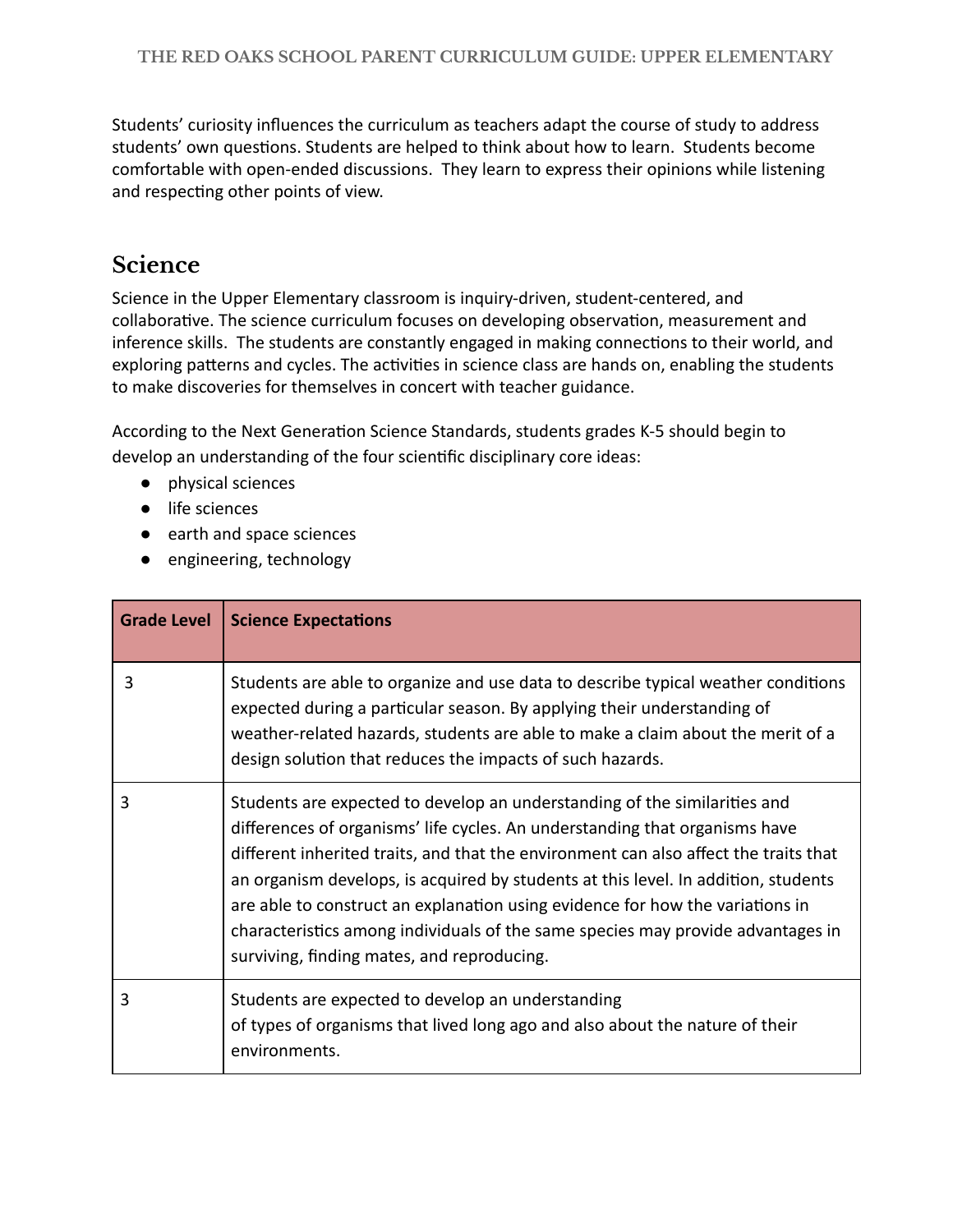Students' curiosity influences the curriculum as teachers adapt the course of study to address students' own questions. Students are helped to think about how to learn. Students become comfortable with open-ended discussions. They learn to express their opinions while listening and respecting other points of view.

## Science

Science in the Upper Elementary classroom is inquiry-driven, student-centered, and collaborative. The science curriculum focuses on developing observation, measurement and inference skills. The students are constantly engaged in making connections to their world, and exploring patterns and cycles. The activities in science class are hands on, enabling the students to make discoveries for themselves in concert with teacher guidance.

According to the Next Generation Science Standards, students grades K-5 should begin to develop an understanding of the four scientific disciplinary core ideas:

- physical sciences
- life sciences
- earth and space sciences
- engineering, technology

| Grade Level | Science Expectations |
|---|---|
| 3 | Students are able to organize and use data to describe typical weather conditions expected during a particular season. By applying their understanding of weather-related hazards, students are able to make a claim about the merit of a design solution that reduces the impacts of such hazards. |
| 3 | Students are expected to develop an understanding of the similarities and differences of organisms' life cycles. An understanding that organisms have different inherited traits, and that the environment can also affect the traits that an organism develops, is acquired by students at this level. In addition, students are able to construct an explanation using evidence for how the variations in characteristics among individuals of the same species may provide advantages in surviving, finding mates, and reproducing. |
| 3 | Students are expected to develop an understanding of types of organisms that lived long ago and also about the nature of their environments. |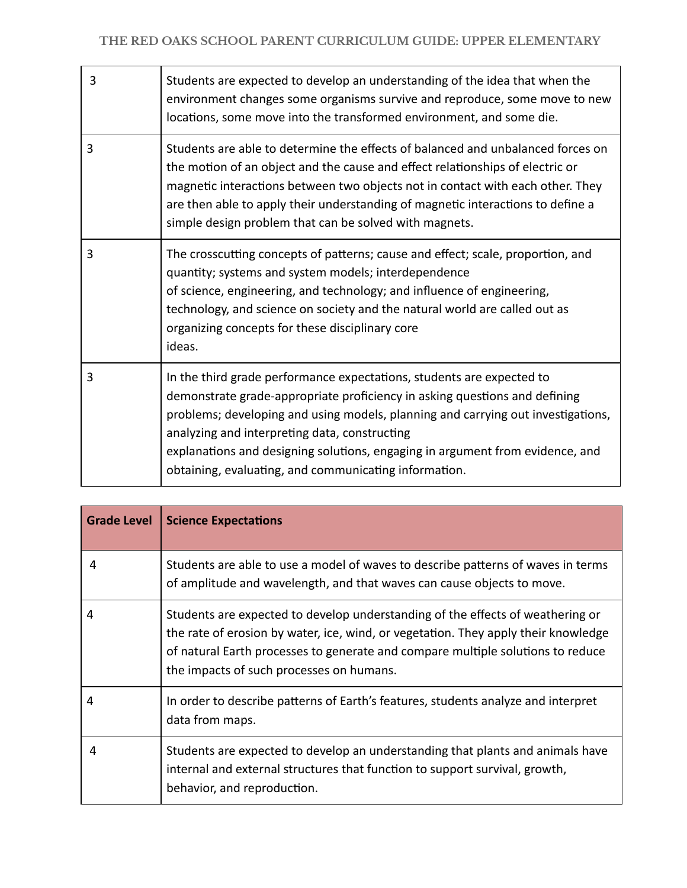| | |
|---|---|
| 3 | Students are expected to develop an understanding of the idea that when the environment changes some organisms survive and reproduce, some move to new locations, some move into the transformed environment, and some die. |
| 3 | Students are able to determine the effects of balanced and unbalanced forces on the motion of an object and the cause and effect relationships of electric or magnetic interactions between two objects not in contact with each other. They are then able to apply their understanding of magnetic interactions to define a simple design problem that can be solved with magnets. |
| 3 | The crosscutting concepts of patterns; cause and effect; scale, proportion, and quantity; systems and system models; interdependence of science, engineering, and technology; and influence of engineering, technology, and science on society and the natural world are called out as organizing concepts for these disciplinary core ideas. |
| 3 | In the third grade performance expectations, students are expected to demonstrate grade-appropriate proficiency in asking questions and defining problems; developing and using models, planning and carrying out investigations, analyzing and interpreting data, constructing explanations and designing solutions, engaging in argument from evidence, and obtaining, evaluating, and communicating information. |

| Grade Level | Science Expectations |
|---|---|
| 4 | Students are able to use a model of waves to describe patterns of waves in terms of amplitude and wavelength, and that waves can cause objects to move. |
| 4 | Students are expected to develop understanding of the effects of weathering or the rate of erosion by water, ice, wind, or vegetation. They apply their knowledge of natural Earth processes to generate and compare multiple solutions to reduce the impacts of such processes on humans. |
| 4 | In order to describe patterns of Earth's features, students analyze and interpret data from maps. |
| 4 | Students are expected to develop an understanding that plants and animals have internal and external structures that function to support survival, growth, behavior, and reproduction. |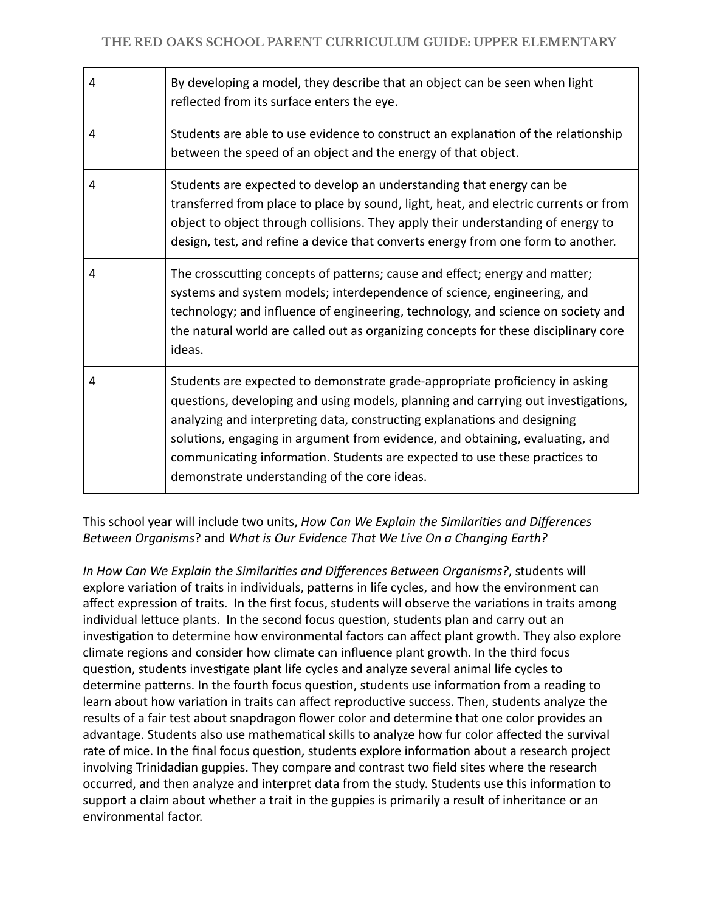| | |
|---|---|
| 4 | By developing a model, they describe that an object can be seen when light reflected from its surface enters the eye. |
| 4 | Students are able to use evidence to construct an explanation of the relationship between the speed of an object and the energy of that object. |
| 4 | Students are expected to develop an understanding that energy can be transferred from place to place by sound, light, heat, and electric currents or from object to object through collisions. They apply their understanding of energy to design, test, and refine a device that converts energy from one form to another. |
| 4 | The crosscutting concepts of patterns; cause and effect; energy and matter; systems and system models; interdependence of science, engineering, and technology; and influence of engineering, technology, and science on society and the natural world are called out as organizing concepts for these disciplinary core ideas. |
| 4 | Students are expected to demonstrate grade-appropriate proficiency in asking questions, developing and using models, planning and carrying out investigations, analyzing and interpreting data, constructing explanations and designing solutions, engaging in argument from evidence, and obtaining, evaluating, and communicating information. Students are expected to use these practices to demonstrate understanding of the core ideas. |

This school year will include two units, *How Can We Explain the Similarities and Differences Between Organisms*? and *What is Our Evidence That We Live On a Changing Earth?*

*In How Can We Explain the Similarities and Differences Between Organisms?*, students will explore variation of traits in individuals, patterns in life cycles, and how the environment can affect expression of traits. In the first focus, students will observe the variations in traits among individual lettuce plants. In the second focus question, students plan and carry out an investigation to determine how environmental factors can affect plant growth. They also explore climate regions and consider how climate can influence plant growth. In the third focus question, students investigate plant life cycles and analyze several animal life cycles to determine patterns. In the fourth focus question, students use information from a reading to learn about how variation in traits can affect reproductive success. Then, students analyze the results of a fair test about snapdragon flower color and determine that one color provides an advantage. Students also use mathematical skills to analyze how fur color affected the survival rate of mice. In the final focus question, students explore information about a research project involving Trinidadian guppies. They compare and contrast two field sites where the research occurred, and then analyze and interpret data from the study. Students use this information to support a claim about whether a trait in the guppies is primarily a result of inheritance or an environmental factor.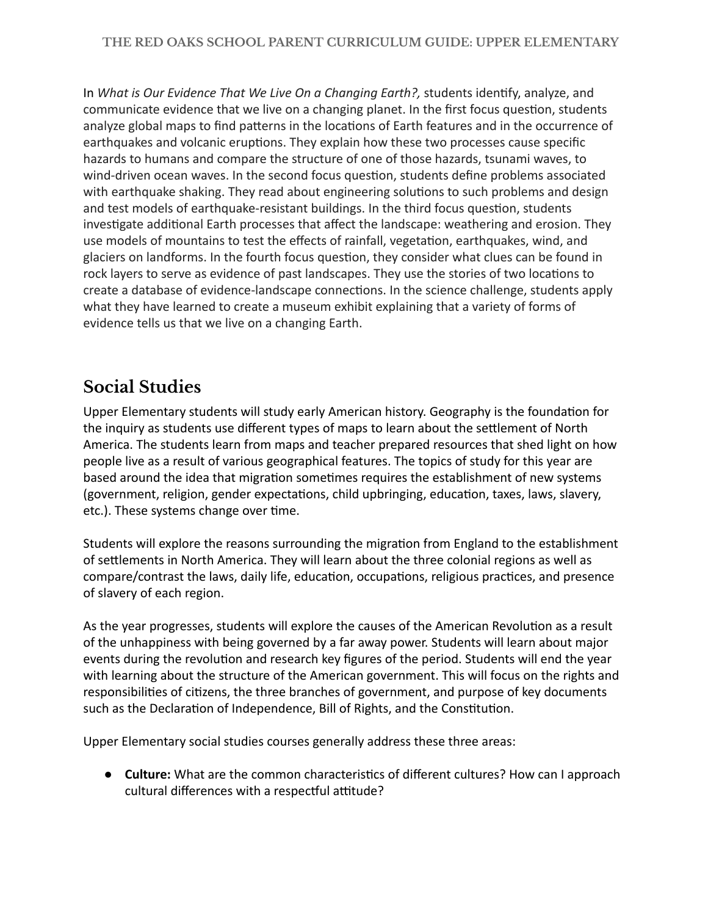In *What is Our Evidence That We Live On a Changing Earth?,* students identify, analyze, and communicate evidence that we live on a changing planet. In the first focus question, students analyze global maps to find patterns in the locations of Earth features and in the occurrence of earthquakes and volcanic eruptions. They explain how these two processes cause specific hazards to humans and compare the structure of one of those hazards, tsunami waves, to wind-driven ocean waves. In the second focus question, students define problems associated with earthquake shaking. They read about engineering solutions to such problems and design and test models of earthquake-resistant buildings. In the third focus question, students investigate additional Earth processes that affect the landscape: weathering and erosion. They use models of mountains to test the effects of rainfall, vegetation, earthquakes, wind, and glaciers on landforms. In the fourth focus question, they consider what clues can be found in rock layers to serve as evidence of past landscapes. They use the stories of two locations to create a database of evidence-landscape connections. In the science challenge, students apply what they have learned to create a museum exhibit explaining that a variety of forms of evidence tells us that we live on a changing Earth.

## Social Studies

Upper Elementary students will study early American history. Geography is the foundation for the inquiry as students use different types of maps to learn about the settlement of North America. The students learn from maps and teacher prepared resources that shed light on how people live as a result of various geographical features. The topics of study for this year are based around the idea that migration sometimes requires the establishment of new systems (government, religion, gender expectations, child upbringing, education, taxes, laws, slavery, etc.). These systems change over time.

Students will explore the reasons surrounding the migration from England to the establishment of settlements in North America. They will learn about the three colonial regions as well as compare/contrast the laws, daily life, education, occupations, religious practices, and presence of slavery of each region.

As the year progresses, students will explore the causes of the American Revolution as a result of the unhappiness with being governed by a far away power. Students will learn about major events during the revolution and research key figures of the period. Students will end the year with learning about the structure of the American government. This will focus on the rights and responsibilities of citizens, the three branches of government, and purpose of key documents such as the Declaration of Independence, Bill of Rights, and the Constitution.

Upper Elementary social studies courses generally address these three areas:

- **Culture:** What are the common characteristics of different cultures? How can I approach cultural differences with a respectful attitude?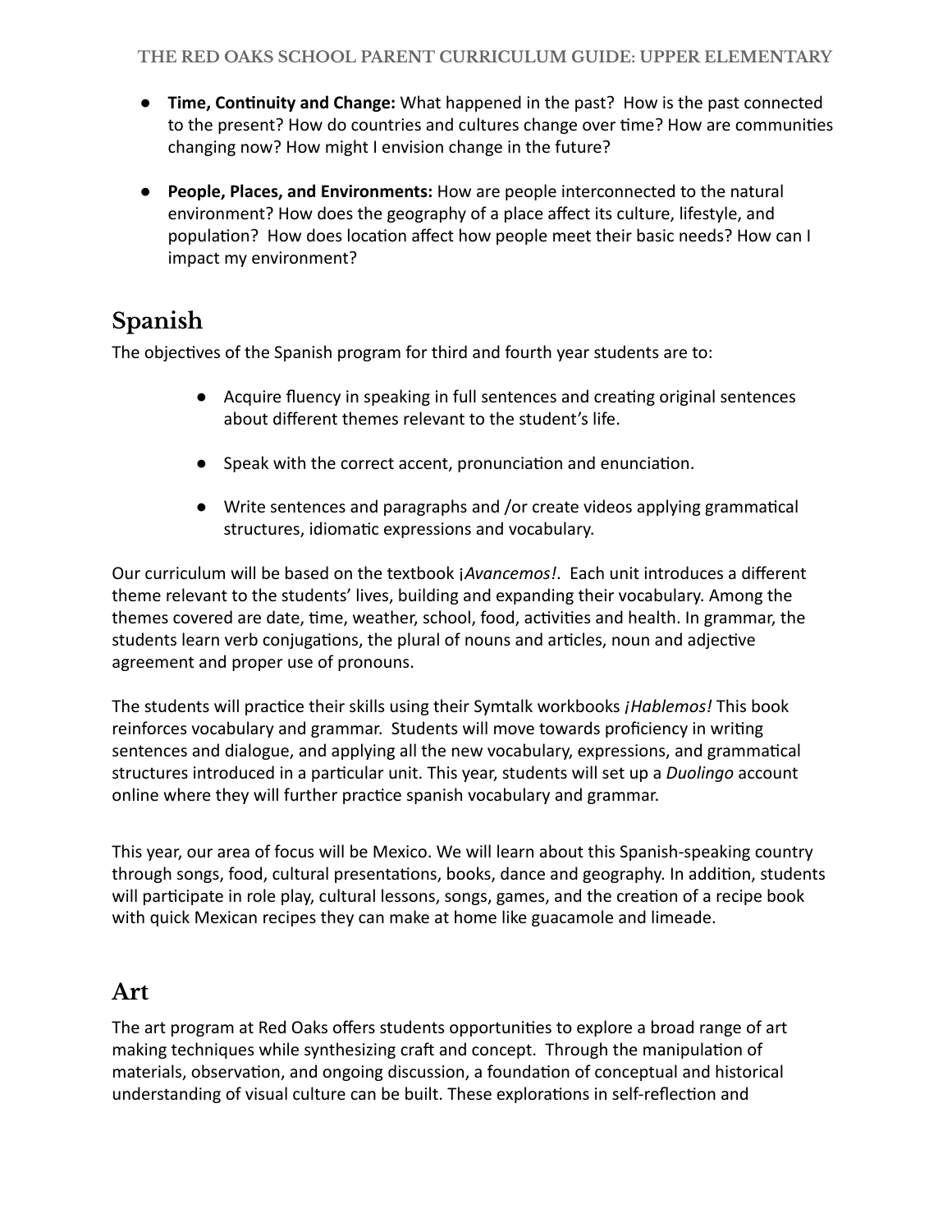- **Time, Continuity and Change:** What happened in the past? How is the past connected to the present? How do countries and cultures change over time? How are communities changing now? How might I envision change in the future?

- **People, Places, and Environments:** How are people interconnected to the natural environment? How does the geography of a place affect its culture, lifestyle, and population? How does location affect how people meet their basic needs? How can I impact my environment?

## Spanish

The objectives of the Spanish program for third and fourth year students are to:

- Acquire fluency in speaking in full sentences and creating original sentences about different themes relevant to the student's life.

- Speak with the correct accent, pronunciation and enunciation.

- Write sentences and paragraphs and /or create videos applying grammatical structures, idiomatic expressions and vocabulary.

Our curriculum will be based on the textbook ¡*Avancemos!*. Each unit introduces a different theme relevant to the students' lives, building and expanding their vocabulary. Among the themes covered are date, time, weather, school, food, activities and health. In grammar, the students learn verb conjugations, the plural of nouns and articles, noun and adjective agreement and proper use of pronouns.

The students will practice their skills using their Symtalk workbooks *¡Hablemos!* This book reinforces vocabulary and grammar. Students will move towards proficiency in writing sentences and dialogue, and applying all the new vocabulary, expressions, and grammatical structures introduced in a particular unit. This year, students will set up a *Duolingo* account online where they will further practice spanish vocabulary and grammar.

This year, our area of focus will be Mexico. We will learn about this Spanish-speaking country through songs, food, cultural presentations, books, dance and geography. In addition, students will participate in role play, cultural lessons, songs, games, and the creation of a recipe book with quick Mexican recipes they can make at home like guacamole and limeade.

## Art

The art program at Red Oaks offers students opportunities to explore a broad range of art making techniques while synthesizing craft and concept. Through the manipulation of materials, observation, and ongoing discussion, a foundation of conceptual and historical understanding of visual culture can be built. These explorations in self-reflection and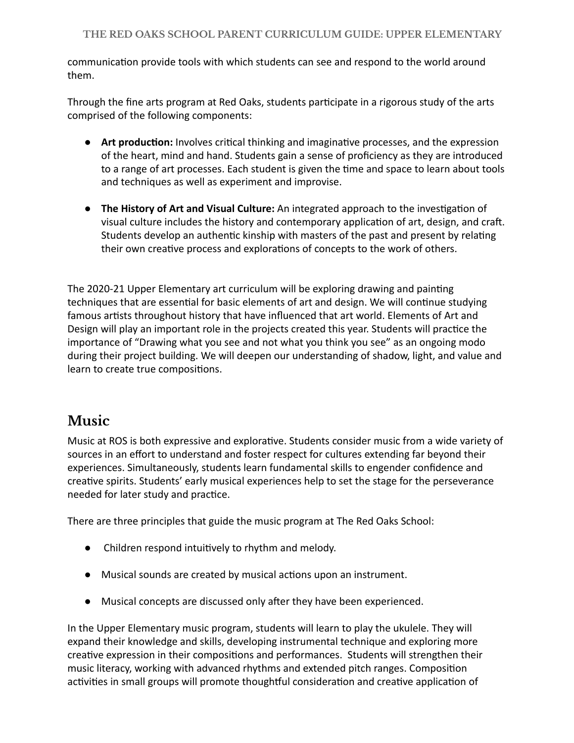communication provide tools with which students can see and respond to the world around them.

Through the fine arts program at Red Oaks, students participate in a rigorous study of the arts comprised of the following components:

- **Art production:** Involves critical thinking and imaginative processes, and the expression of the heart, mind and hand. Students gain a sense of proficiency as they are introduced to a range of art processes. Each student is given the time and space to learn about tools and techniques as well as experiment and improvise.

- **The History of Art and Visual Culture:** An integrated approach to the investigation of visual culture includes the history and contemporary application of art, design, and craft. Students develop an authentic kinship with masters of the past and present by relating their own creative process and explorations of concepts to the work of others.

The 2020-21 Upper Elementary art curriculum will be exploring drawing and painting techniques that are essential for basic elements of art and design. We will continue studying famous artists throughout history that have influenced that art world. Elements of Art and Design will play an important role in the projects created this year. Students will practice the importance of "Drawing what you see and not what you think you see" as an ongoing modo during their project building. We will deepen our understanding of shadow, light, and value and learn to create true compositions.

## Music

Music at ROS is both expressive and explorative. Students consider music from a wide variety of sources in an effort to understand and foster respect for cultures extending far beyond their experiences. Simultaneously, students learn fundamental skills to engender confidence and creative spirits. Students' early musical experiences help to set the stage for the perseverance needed for later study and practice.

There are three principles that guide the music program at The Red Oaks School:

- Children respond intuitively to rhythm and melody.

- Musical sounds are created by musical actions upon an instrument.

- Musical concepts are discussed only after they have been experienced.

In the Upper Elementary music program, students will learn to play the ukulele. They will expand their knowledge and skills, developing instrumental technique and exploring more creative expression in their compositions and performances. Students will strengthen their music literacy, working with advanced rhythms and extended pitch ranges. Composition activities in small groups will promote thoughtful consideration and creative application of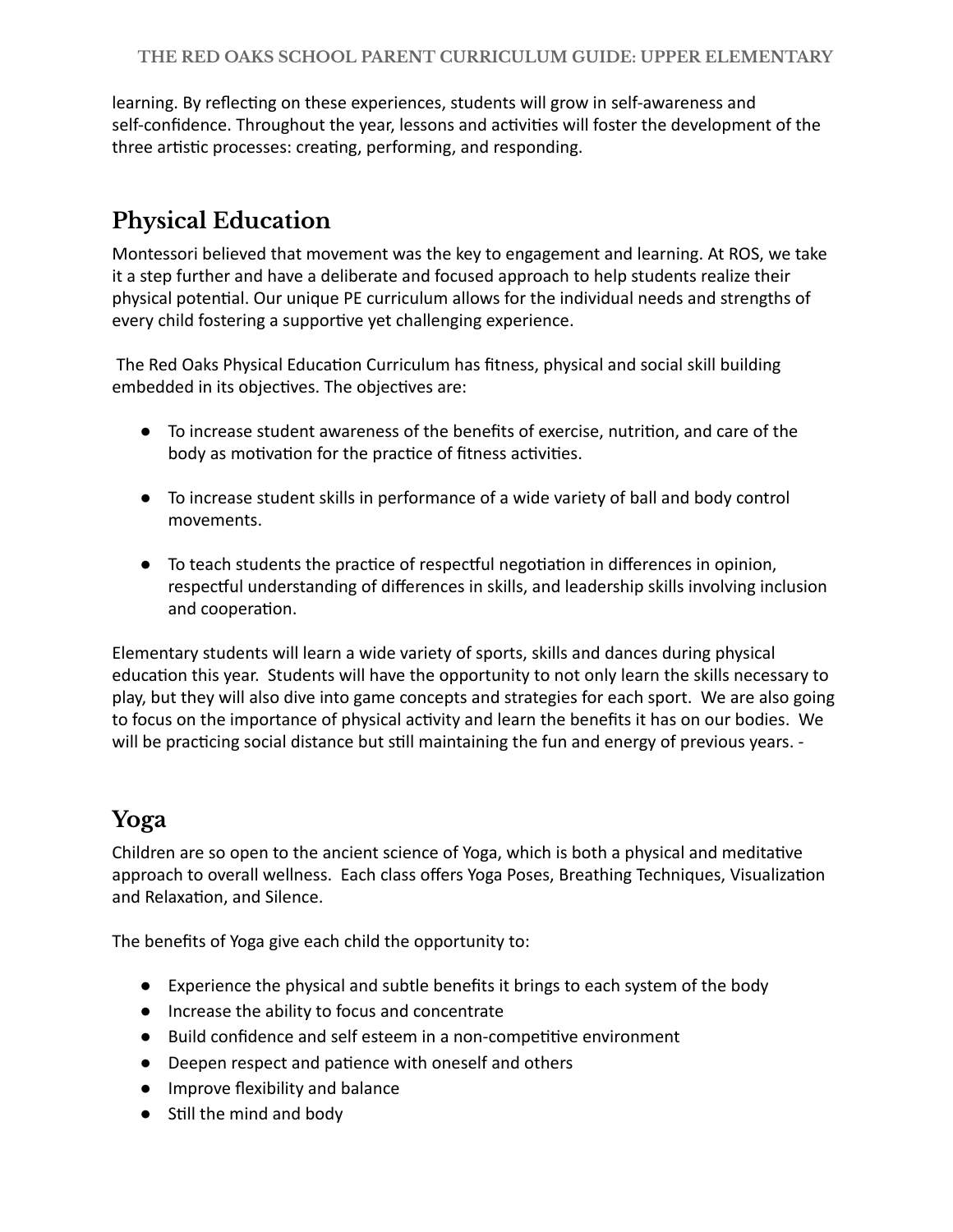learning. By reflecting on these experiences, students will grow in self-awareness and self-confidence. Throughout the year, lessons and activities will foster the development of the three artistic processes: creating, performing, and responding.

## Physical Education

Montessori believed that movement was the key to engagement and learning. At ROS, we take it a step further and have a deliberate and focused approach to help students realize their physical potential. Our unique PE curriculum allows for the individual needs and strengths of every child fostering a supportive yet challenging experience.

The Red Oaks Physical Education Curriculum has fitness, physical and social skill building embedded in its objectives. The objectives are:

- To increase student awareness of the benefits of exercise, nutrition, and care of the body as motivation for the practice of fitness activities.
- To increase student skills in performance of a wide variety of ball and body control movements.
- To teach students the practice of respectful negotiation in differences in opinion, respectful understanding of differences in skills, and leadership skills involving inclusion and cooperation.

Elementary students will learn a wide variety of sports, skills and dances during physical education this year. Students will have the opportunity to not only learn the skills necessary to play, but they will also dive into game concepts and strategies for each sport. We are also going to focus on the importance of physical activity and learn the benefits it has on our bodies. We will be practicing social distance but still maintaining the fun and energy of previous years. -

## Yoga

Children are so open to the ancient science of Yoga, which is both a physical and meditative approach to overall wellness. Each class offers Yoga Poses, Breathing Techniques, Visualization and Relaxation, and Silence.

The benefits of Yoga give each child the opportunity to:

- Experience the physical and subtle benefits it brings to each system of the body
- Increase the ability to focus and concentrate
- Build confidence and self esteem in a non-competitive environment
- Deepen respect and patience with oneself and others
- Improve flexibility and balance
- Still the mind and body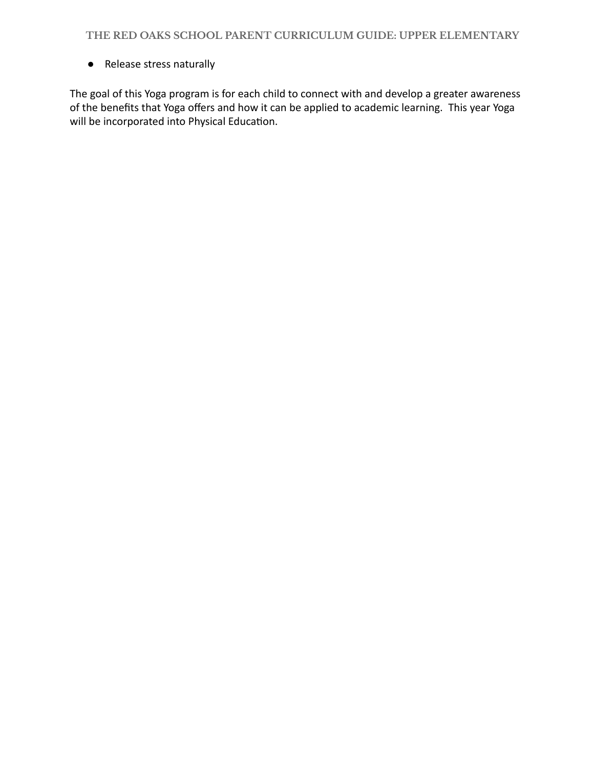- Release stress naturally

The goal of this Yoga program is for each child to connect with and develop a greater awareness of the benefits that Yoga offers and how it can be applied to academic learning.  This year Yoga will be incorporated into Physical Education.